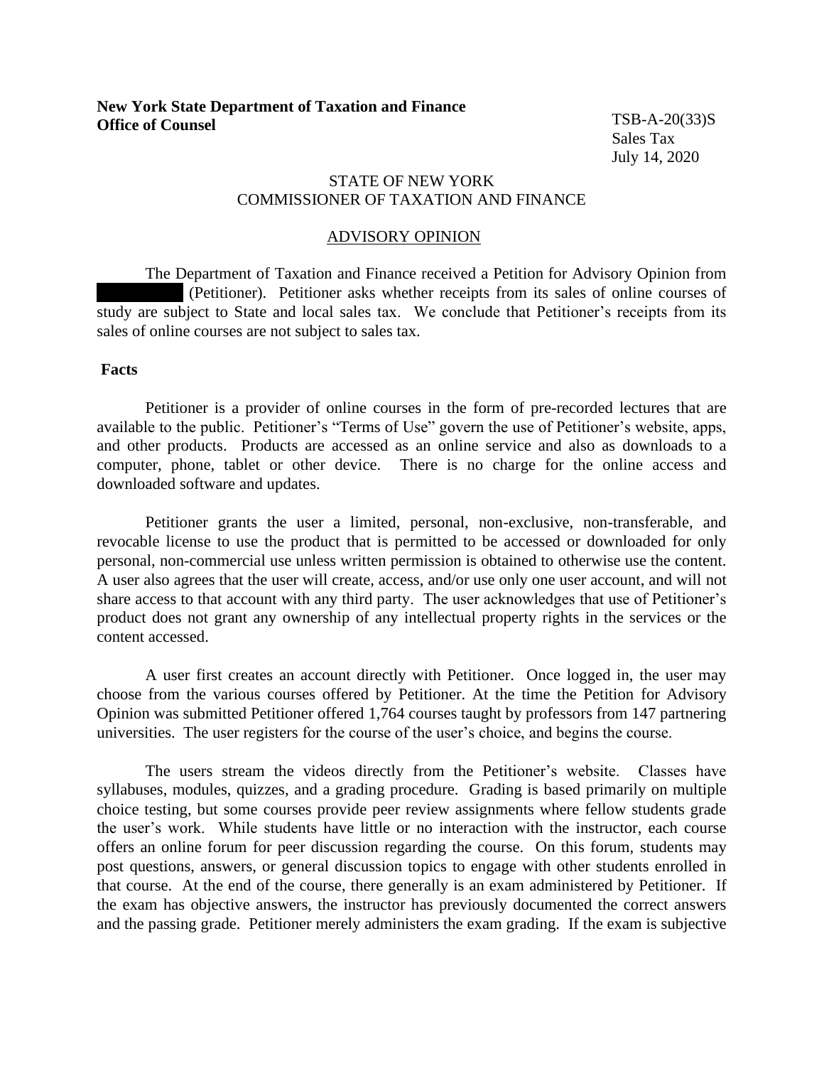**New York State Department of Taxation and Finance**
**Office of Counsel**

TSB-A-20(33)S
Sales Tax
July 14, 2020

STATE OF NEW YORK
COMMISSIONER OF TAXATION AND FINANCE

ADVISORY OPINION

The Department of Taxation and Finance received a Petition for Advisory Opinion from ████████ (Petitioner). Petitioner asks whether receipts from its sales of online courses of study are subject to State and local sales tax. We conclude that Petitioner's receipts from its sales of online courses are not subject to sales tax.

## Facts

Petitioner is a provider of online courses in the form of pre-recorded lectures that are available to the public. Petitioner's "Terms of Use" govern the use of Petitioner's website, apps, and other products. Products are accessed as an online service and also as downloads to a computer, phone, tablet or other device. There is no charge for the online access and downloaded software and updates.

Petitioner grants the user a limited, personal, non-exclusive, non-transferable, and revocable license to use the product that is permitted to be accessed or downloaded for only personal, non-commercial use unless written permission is obtained to otherwise use the content. A user also agrees that the user will create, access, and/or use only one user account, and will not share access to that account with any third party. The user acknowledges that use of Petitioner's product does not grant any ownership of any intellectual property rights in the services or the content accessed.

A user first creates an account directly with Petitioner. Once logged in, the user may choose from the various courses offered by Petitioner. At the time the Petition for Advisory Opinion was submitted Petitioner offered 1,764 courses taught by professors from 147 partnering universities. The user registers for the course of the user's choice, and begins the course.

The users stream the videos directly from the Petitioner's website. Classes have syllabuses, modules, quizzes, and a grading procedure. Grading is based primarily on multiple choice testing, but some courses provide peer review assignments where fellow students grade the user's work. While students have little or no interaction with the instructor, each course offers an online forum for peer discussion regarding the course. On this forum, students may post questions, answers, or general discussion topics to engage with other students enrolled in that course. At the end of the course, there generally is an exam administered by Petitioner. If the exam has objective answers, the instructor has previously documented the correct answers and the passing grade. Petitioner merely administers the exam grading. If the exam is subjective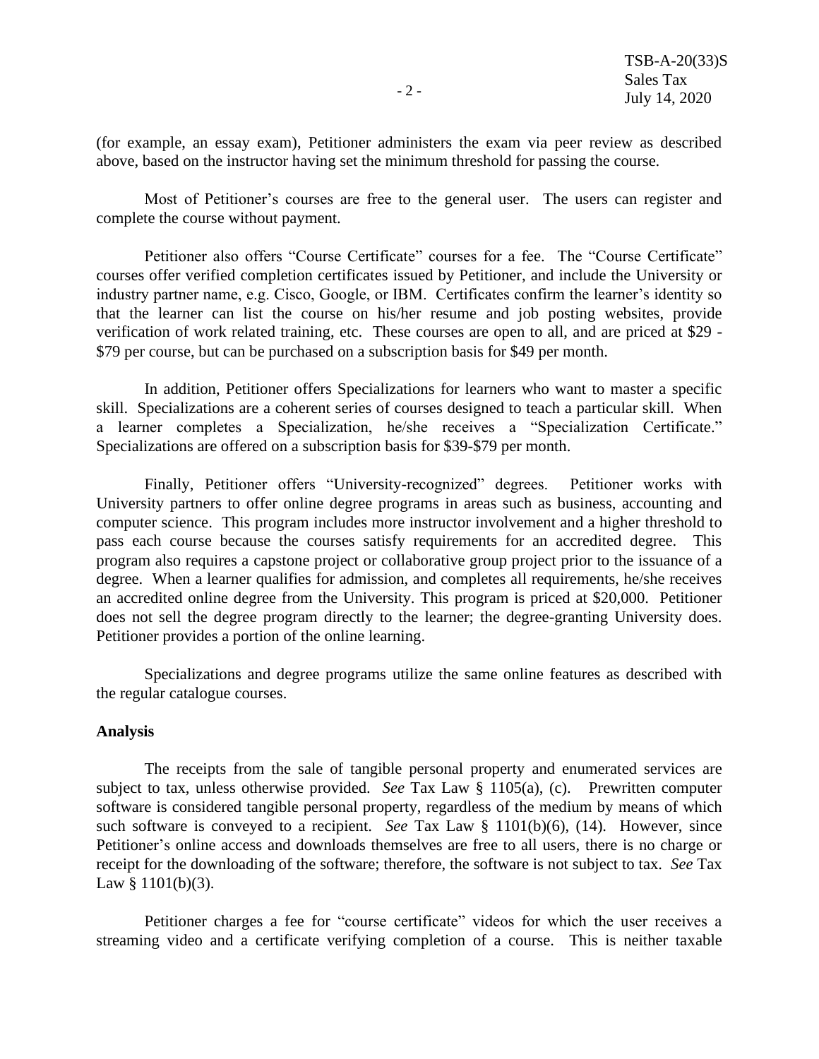(for example, an essay exam), Petitioner administers the exam via peer review as described above, based on the instructor having set the minimum threshold for passing the course.

Most of Petitioner's courses are free to the general user. The users can register and complete the course without payment.

Petitioner also offers "Course Certificate" courses for a fee. The "Course Certificate" courses offer verified completion certificates issued by Petitioner, and include the University or industry partner name, e.g. Cisco, Google, or IBM. Certificates confirm the learner's identity so that the learner can list the course on his/her resume and job posting websites, provide verification of work related training, etc. These courses are open to all, and are priced at $29 - $79 per course, but can be purchased on a subscription basis for $49 per month.

In addition, Petitioner offers Specializations for learners who want to master a specific skill. Specializations are a coherent series of courses designed to teach a particular skill. When a learner completes a Specialization, he/she receives a "Specialization Certificate." Specializations are offered on a subscription basis for $39-$79 per month.

Finally, Petitioner offers "University-recognized" degrees. Petitioner works with University partners to offer online degree programs in areas such as business, accounting and computer science. This program includes more instructor involvement and a higher threshold to pass each course because the courses satisfy requirements for an accredited degree. This program also requires a capstone project or collaborative group project prior to the issuance of a degree. When a learner qualifies for admission, and completes all requirements, he/she receives an accredited online degree from the University. This program is priced at $20,000. Petitioner does not sell the degree program directly to the learner; the degree-granting University does. Petitioner provides a portion of the online learning.

Specializations and degree programs utilize the same online features as described with the regular catalogue courses.

**Analysis**

The receipts from the sale of tangible personal property and enumerated services are subject to tax, unless otherwise provided. *See* Tax Law § 1105(a), (c). Prewritten computer software is considered tangible personal property, regardless of the medium by means of which such software is conveyed to a recipient. *See* Tax Law § 1101(b)(6), (14). However, since Petitioner's online access and downloads themselves are free to all users, there is no charge or receipt for the downloading of the software; therefore, the software is not subject to tax. *See* Tax Law § 1101(b)(3).

Petitioner charges a fee for "course certificate" videos for which the user receives a streaming video and a certificate verifying completion of a course. This is neither taxable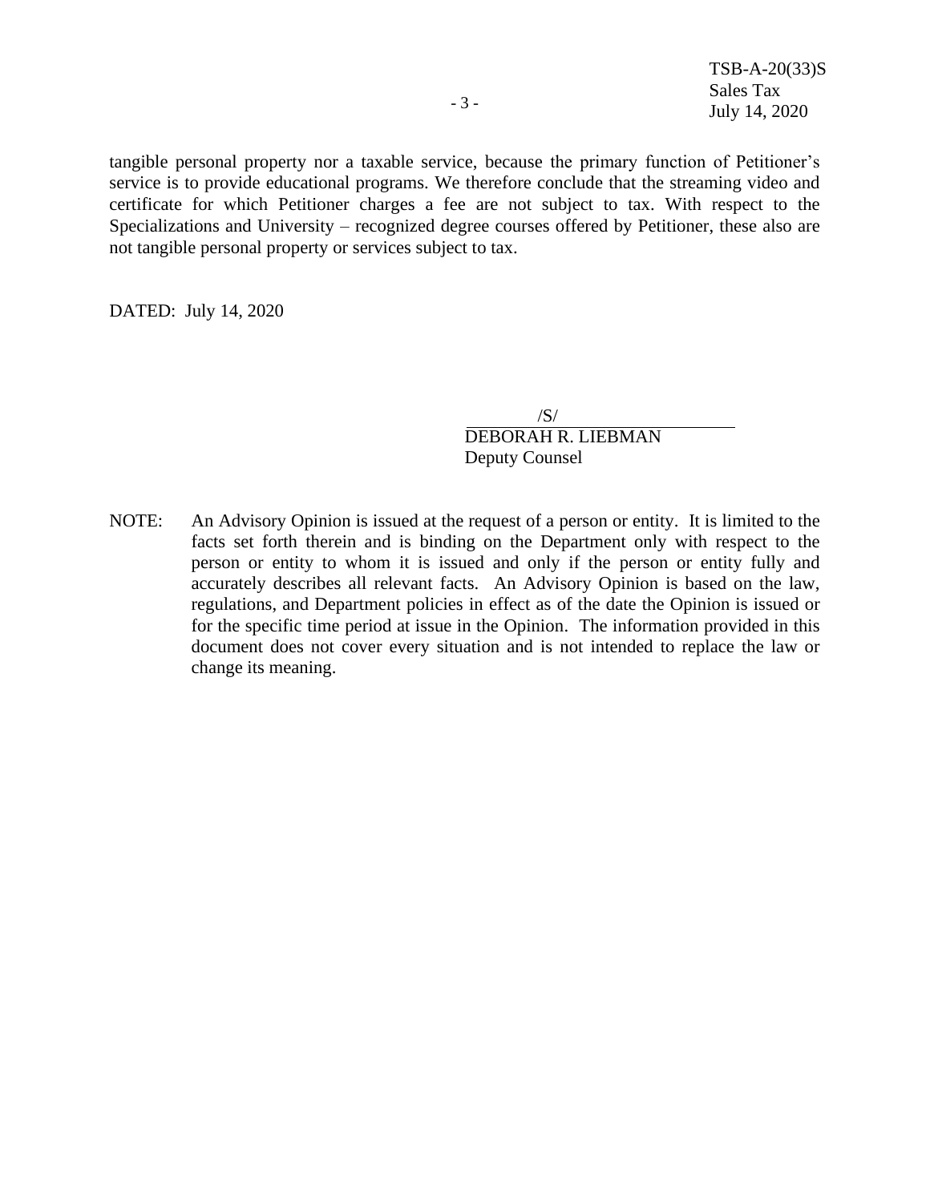tangible personal property nor a taxable service, because the primary function of Petitioner's service is to provide educational programs. We therefore conclude that the streaming video and certificate for which Petitioner charges a fee are not subject to tax. With respect to the Specializations and University – recognized degree courses offered by Petitioner, these also are not tangible personal property or services subject to tax.

DATED: July 14, 2020

/S/
DEBORAH R. LIEBMAN
Deputy Counsel

NOTE: An Advisory Opinion is issued at the request of a person or entity. It is limited to the facts set forth therein and is binding on the Department only with respect to the person or entity to whom it is issued and only if the person or entity fully and accurately describes all relevant facts. An Advisory Opinion is based on the law, regulations, and Department policies in effect as of the date the Opinion is issued or for the specific time period at issue in the Opinion. The information provided in this document does not cover every situation and is not intended to replace the law or change its meaning.